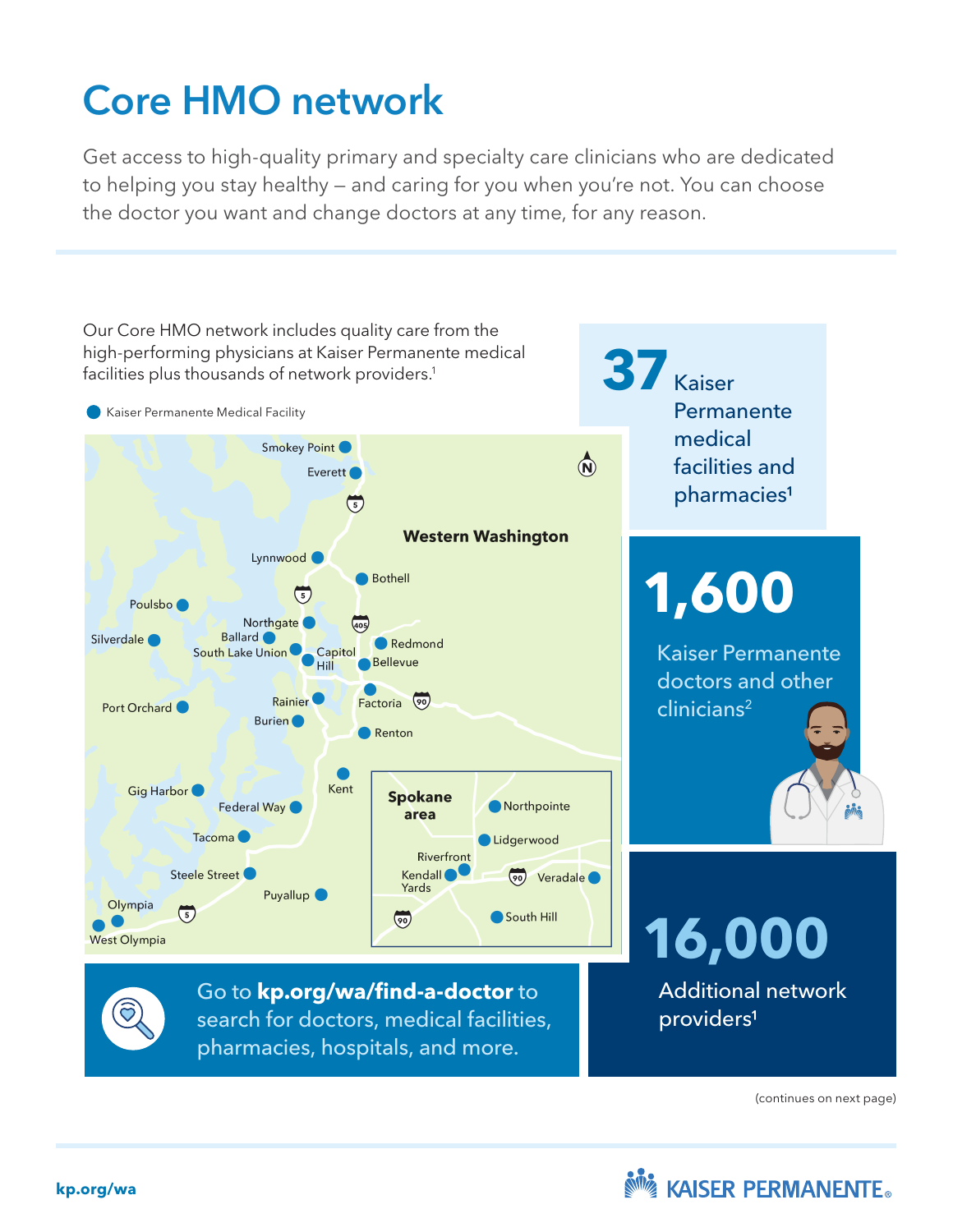# Core HMO network

Get access to high-quality primary and specialty care clinicians who are dedicated to helping you stay healthy – and caring for you when you're not. You can choose the doctor you want and change doctors at any time, for any reason.

Our Core HMO network includes quality care from the high-performing physicians at Kaiser Permanente medical facilities plus thousands of network providers.[1]

Kaiser Permanente Medical Facility

**Western Washington**

Smokey Point, Everett, Lynnwood, Bothell, Poulsbo, Silverdale, Northgate, Ballard, South Lake Union, Capitol Hill, Redmond, Bellevue, Port Orchard, Rainier, Factoria, Burien, Renton, Kent, Gig Harbor, Federal Way, Tacoma, Steele Street, Puyallup, Olympia, West Olympia

**Spokane area**

Northpointe, Lidgerwood, Riverfront, Kendall Yards, Veradale, South Hill

**37** Kaiser Permanente medical facilities and pharmacies[1]

**1,600** Kaiser Permanente doctors and other clinicians[2]

**16,000** Additional network providers[1]

Go to **kp.org/wa/find-a-doctor** to search for doctors, medical facilities, pharmacies, hospitals, and more.

(continues on next page)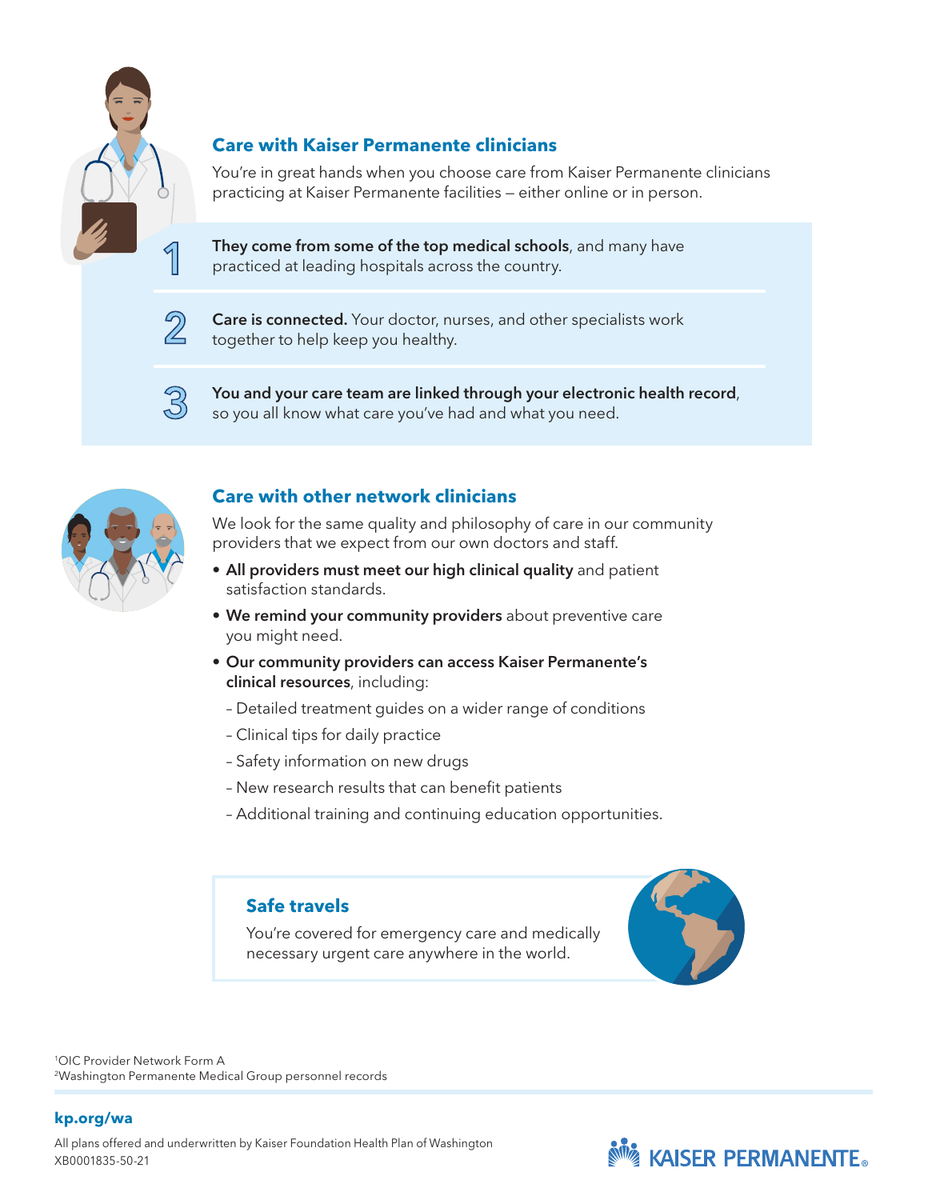## Care with Kaiser Permanente clinicians

You're in great hands when you choose care from Kaiser Permanente clinicians practicing at Kaiser Permanente facilities — either online or in person.

1. **They come from some of the top medical schools**, and many have practiced at leading hospitals across the country.
2. **Care is connected.** Your doctor, nurses, and other specialists work together to help keep you healthy.
3. **You and your care team are linked through your electronic health record**, so you all know what care you've had and what you need.

## Care with other network clinicians

We look for the same quality and philosophy of care in our community providers that we expect from our own doctors and staff.

- **All providers must meet our high clinical quality** and patient satisfaction standards.
- **We remind your community providers** about preventive care you might need.
- **Our community providers can access Kaiser Permanente's clinical resources**, including:
  - Detailed treatment guides on a wider range of conditions
  - Clinical tips for daily practice
  - Safety information on new drugs
  - New research results that can benefit patients
  - Additional training and continuing education opportunities.

## Safe travels

You're covered for emergency care and medically necessary urgent care anywhere in the world.

[1]OIC Provider Network Form A
[2]Washington Permanente Medical Group personnel records

**kp.org/wa**

All plans offered and underwritten by Kaiser Foundation Health Plan of Washington
XB0001835-50-21

KAISER PERMANENTE®